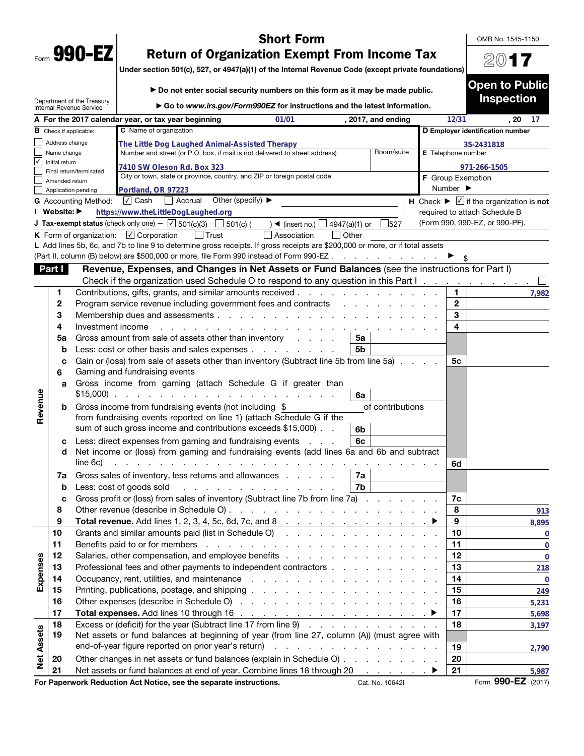Form **990-EZ**

Department of the Treasury
Internal Revenue Service

# Short Form
# Return of Organization Exempt From Income Tax

**Under section 501(c), 527, or 4947(a)(1) of the Internal Revenue Code (except private foundations)**

▶ **Do not enter social security numbers on this form as it may be made public.**

▶ **Go to *www.irs.gov/Form990EZ* for instructions and the latest information.**

OMB No. 1545-1150

**2017**

**Open to Public Inspection**

**A** For the 2017 calendar year, or tax year beginning 01/01, 2017, and ending 12/31, 20 17

**B** Check if applicable:
- ☐ Address change
- ☐ Name change
- ☑ Initial return
- ☐ Final return/terminated
- ☐ Amended return
- ☐ Application pending

**C** Name of organization: The Little Dog Laughed Animal-Assisted Therapy

Number and street (or P.O. box, if mail is not delivered to street address): 7410 SW Oleson Rd. Box 323 | Room/suite:

City or town, state or province, country, and ZIP or foreign postal code: Portland, OR 97223

**D** Employer identification number: 35-2431818

**E** Telephone number: 971-266-1505

**F** Group Exemption Number ▶

**G** Accounting Method: ☑ Cash ☐ Accrual Other (specify) ▶

**H** Check ▶ ☑ if the organization is **not** required to attach Schedule B (Form 990, 990-EZ, or 990-PF).

**I** Website: ▶ https://www.theLittleDogLaughed.org

**J** Tax-exempt status (check only one) — ☑ 501(c)(3) ☐ 501(c) ( ) ◀ (insert no.) ☐ 4947(a)(1) or ☐ 527

**K** Form of organization: ☑ Corporation ☐ Trust ☐ Association ☐ Other

**L** Add lines 5b, 6c, and 7b to line 9 to determine gross receipts. If gross receipts are $200,000 or more, or if total assets (Part II, column (B) below) are $500,000 or more, file Form 990 instead of Form 990-EZ . . . ▶ $

## Part I Revenue, Expenses, and Changes in Net Assets or Fund Balances (see the instructions for Part I)

Check if the organization used Schedule O to respond to any question in this Part I . . . ☐

| Section | Line | Description | Sub-line | Sub-amount | Line | Amount |
|---|---|---|---|---|---|---|
| Revenue | 1 | Contributions, gifts, grants, and similar amounts received | | | 1 | 7,982 |
| | 2 | Program service revenue including government fees and contracts | | | 2 | |
| | 3 | Membership dues and assessments | | | 3 | |
| | 4 | Investment income | | | 4 | |
| | 5a | Gross amount from sale of assets other than inventory | 5a | | | |
| | b | Less: cost or other basis and sales expenses | 5b | | | |
| | c | Gain or (loss) from sale of assets other than inventory (Subtract line 5b from line 5a) | | | 5c | |
| | 6 | Gaming and fundraising events | | | | |
| | a | Gross income from gaming (attach Schedule G if greater than $15,000) | 6a | | | |
| | b | Gross income from fundraising events (not including $ ______ of contributions from fundraising events reported on line 1) (attach Schedule G if the sum of such gross income and contributions exceeds $15,000) | 6b | | | |
| | c | Less: direct expenses from gaming and fundraising events | 6c | | | |
| | d | Net income or (loss) from gaming and fundraising events (add lines 6a and 6b and subtract line 6c) | | | 6d | |
| | 7a | Gross sales of inventory, less returns and allowances | 7a | | | |
| | b | Less: cost of goods sold | 7b | | | |
| | c | Gross profit or (loss) from sales of inventory (Subtract line 7b from line 7a) | | | 7c | |
| | 8 | Other revenue (describe in Schedule O) | | | 8 | 913 |
| | 9 | **Total revenue.** Add lines 1, 2, 3, 4, 5c, 6d, 7c, and 8 ▶ | | | 9 | 8,895 |
| Expenses | 10 | Grants and similar amounts paid (list in Schedule O) | | | 10 | 0 |
| | 11 | Benefits paid to or for members | | | 11 | 0 |
| | 12 | Salaries, other compensation, and employee benefits | | | 12 | 0 |
| | 13 | Professional fees and other payments to independent contractors | | | 13 | 218 |
| | 14 | Occupancy, rent, utilities, and maintenance | | | 14 | 0 |
| | 15 | Printing, publications, postage, and shipping | | | 15 | 249 |
| | 16 | Other expenses (describe in Schedule O) | | | 16 | 5,231 |
| | 17 | **Total expenses.** Add lines 10 through 16 ▶ | | | 17 | 5,698 |
| Net Assets | 18 | Excess or (deficit) for the year (Subtract line 17 from line 9) | | | 18 | 3,197 |
| | 19 | Net assets or fund balances at beginning of year (from line 27, column (A)) (must agree with end-of-year figure reported on prior year's return) | | | 19 | 2,790 |
| | 20 | Other changes in net assets or fund balances (explain in Schedule O) | | | 20 | |
| | 21 | Net assets or fund balances at end of year. Combine lines 18 through 20 ▶ | | | 21 | 5,987 |

**For Paperwork Reduction Act Notice, see the separate instructions.** Cat. No. 10642I Form **990-EZ** (2017)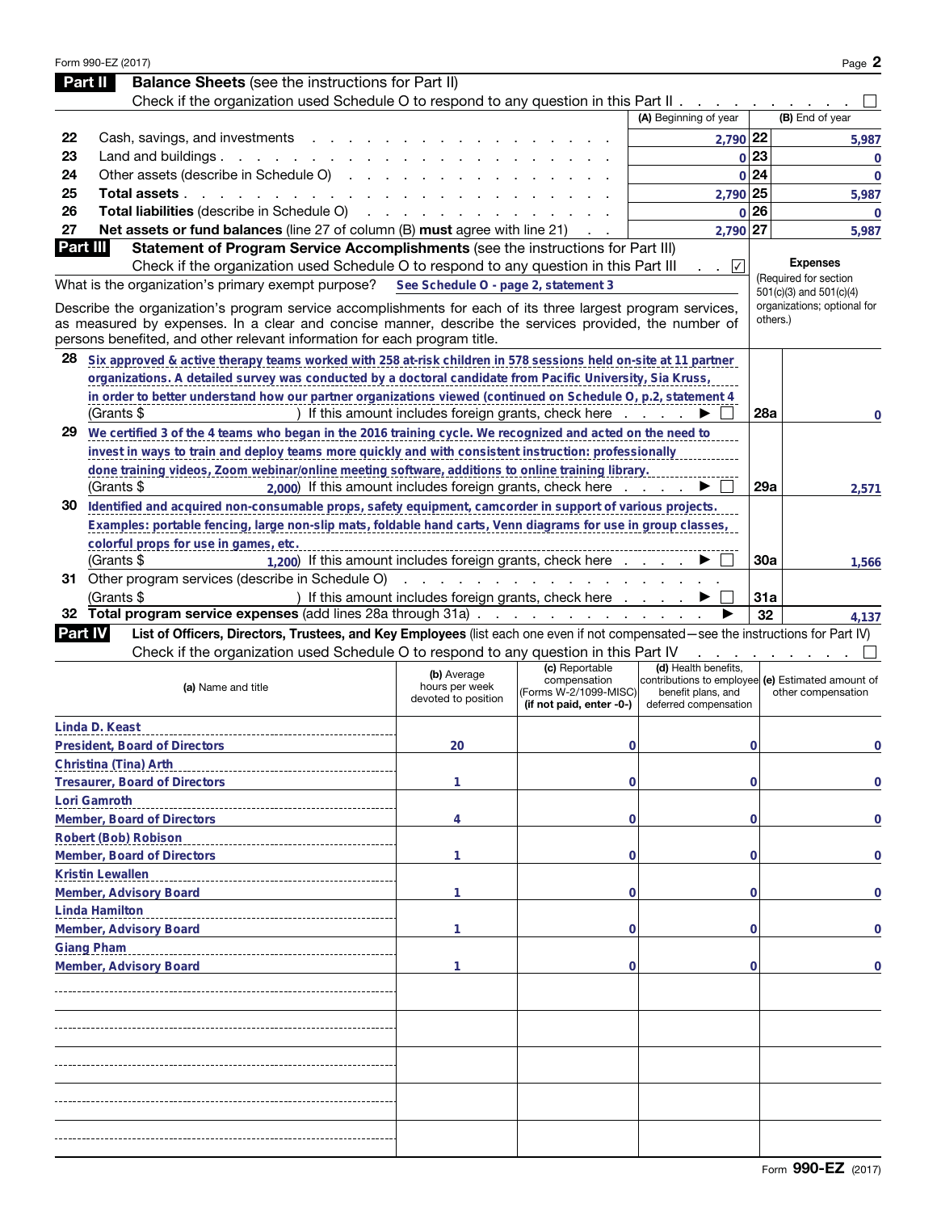## Part II Balance Sheets (see the instructions for Part II)

Check if the organization used Schedule O to respond to any question in this Part II . . . ☐

| | | (A) Beginning of year | | (B) End of year |
|---|---|---|---|---|
| 22 | Cash, savings, and investments | 2,790 | 22 | 5,987 |
| 23 | Land and buildings | 0 | 23 | 0 |
| 24 | Other assets (describe in Schedule O) | 0 | 24 | 0 |
| 25 | **Total assets** | 2,790 | 25 | 5,987 |
| 26 | **Total liabilities** (describe in Schedule O) | 0 | 26 | 0 |
| 27 | **Net assets or fund balances** (line 27 of column (B) **must** agree with line 21) | 2,790 | 27 | 5,987 |

## Part III Statement of Program Service Accomplishments (see the instructions for Part III)

Check if the organization used Schedule O to respond to any question in this Part III . . . ☑

What is the organization's primary exempt purpose? See Schedule O - page 2, statement 3

Describe the organization's program service accomplishments for each of its three largest program services, as measured by expenses. In a clear and concise manner, describe the services provided, the number of persons benefited, and other relevant information for each program title.

**Expenses** (Required for section 501(c)(3) and 501(c)(4) organizations; optional for others.)

| | Description | | Expenses |
|---|---|---|---|
| 28 | Six approved & active therapy teams worked with 258 at-risk children in 578 sessions held on-site at 11 partner organizations. A detailed survey was conducted by a doctoral candidate from Pacific University, Sia Kruss, in order to better understand how our partner organizations viewed (continued on Schedule O, p.2, statement 4<br>(Grants $ ) If this amount includes foreign grants, check here ▶ ☐ | 28a | 0 |
| 29 | We certified 3 of the 4 teams who began in the 2016 training cycle. We recognized and acted on the need to invest in ways to train and deploy teams more quickly and with consistent instruction: professionally done training videos, Zoom webinar/online meeting software, additions to online training library.<br>(Grants $ 2,000) If this amount includes foreign grants, check here ▶ ☐ | 29a | 2,571 |
| 30 | Identified and acquired non-consumable props, safety equipment, camcorder in support of various projects. Examples: portable fencing, large non-slip mats, foldable hand carts, Venn diagrams for use in group classes, colorful props for use in games, etc.<br>(Grants $ 1,200) If this amount includes foreign grants, check here ▶ ☐ | 30a | 1,566 |
| 31 | Other program services (describe in Schedule O)<br>(Grants $ ) If this amount includes foreign grants, check here ▶ ☐ | 31a | |
| 32 | **Total program service expenses** (add lines 28a through 31a) ▶ | 32 | 4,137 |

## Part IV List of Officers, Directors, Trustees, and Key Employees (list each one even if not compensated—see the instructions for Part IV)

Check if the organization used Schedule O to respond to any question in this Part IV . . . ☐

| (a) Name and title | (b) Average hours per week devoted to position | (c) Reportable compensation (Forms W-2/1099-MISC) (if not paid, enter -0-) | (d) Health benefits, contributions to employee benefit plans, and deferred compensation | (e) Estimated amount of other compensation |
|---|---|---|---|---|
| Linda D. Keast<br>President, Board of Directors | 20 | 0 | 0 | 0 |
| Christina (Tina) Arth<br>Tresaurer, Board of Directors | 1 | 0 | 0 | 0 |
| Lori Gamroth<br>Member, Board of Directors | 4 | 0 | 0 | 0 |
| Robert (Bob) Robison<br>Member, Board of Directors | 1 | 0 | 0 | 0 |
| Kristin Lewallen<br>Member, Advisory Board | 1 | 0 | 0 | 0 |
| Linda Hamilton<br>Member, Advisory Board | 1 | 0 | 0 | 0 |
| Giang Pham<br>Member, Advisory Board | 1 | 0 | 0 | 0 |
| | | | | |
| | | | | |
| | | | | |
| | | | | |
| | | | | |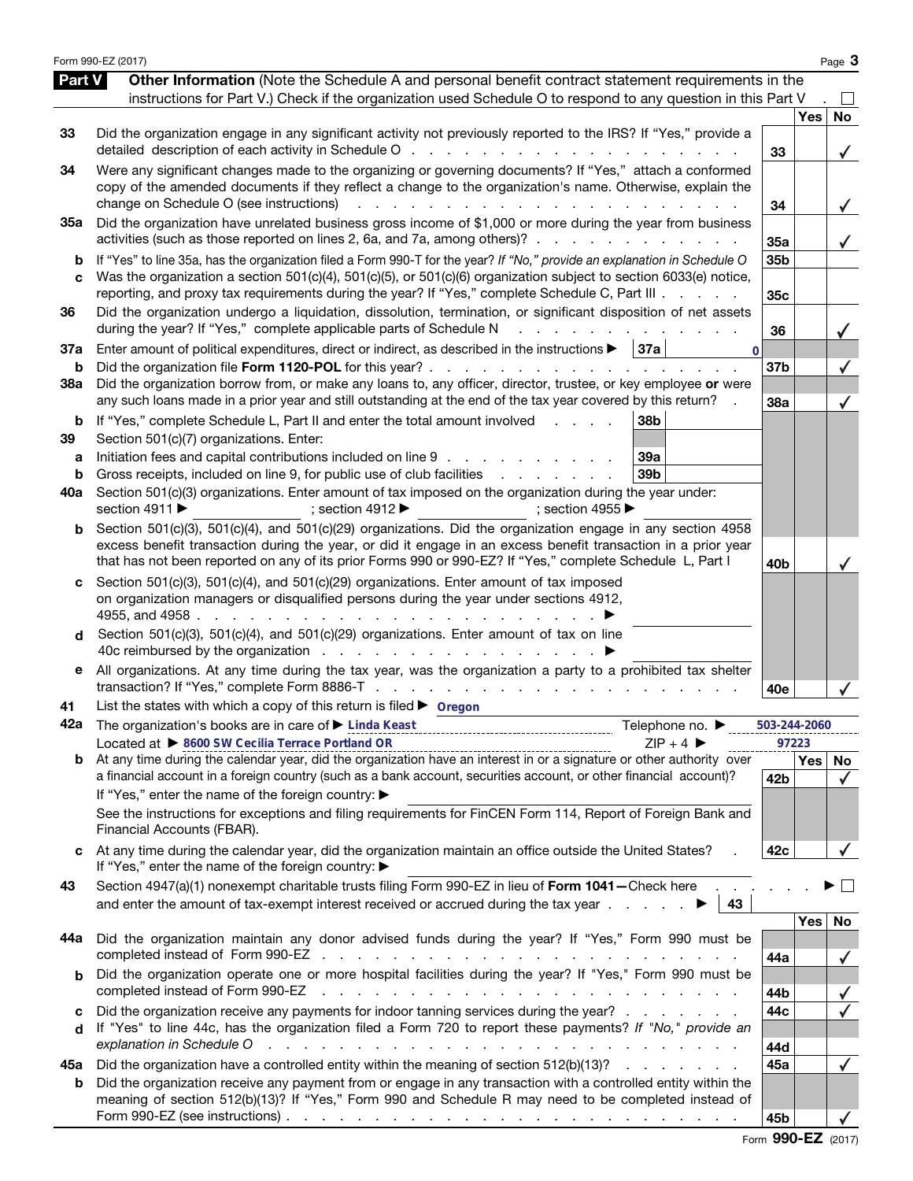## Part V Other Information

(Note the Schedule A and personal benefit contract statement requirements in the instructions for Part V.) Check if the organization used Schedule O to respond to any question in this Part V . ☐

| | | Line | Yes | No |
|---|---|---|---|---|
| 33 | Did the organization engage in any significant activity not previously reported to the IRS? If "Yes," provide a detailed description of each activity in Schedule O | 33 | | ✓ |
| 34 | Were any significant changes made to the organizing or governing documents? If "Yes," attach a conformed copy of the amended documents if they reflect a change to the organization's name. Otherwise, explain the change on Schedule O (see instructions) | 34 | | ✓ |
| 35a | Did the organization have unrelated business gross income of $1,000 or more during the year from business activities (such as those reported on lines 2, 6a, and 7a, among others)? | 35a | | ✓ |
| b | If "Yes" to line 35a, has the organization filed a Form 990-T for the year? *If "No," provide an explanation in Schedule O* | 35b | | |
| c | Was the organization a section 501(c)(4), 501(c)(5), or 501(c)(6) organization subject to section 6033(e) notice, reporting, and proxy tax requirements during the year? If "Yes," complete Schedule C, Part III | 35c | | |
| 36 | Did the organization undergo a liquidation, dissolution, termination, or significant disposition of net assets during the year? If "Yes," complete applicable parts of Schedule N | 36 | | ✓ |
| 37a | Enter amount of political expenditures, direct or indirect, as described in the instructions ▶ 37a 0 | | | |
| b | Did the organization file **Form 1120-POL** for this year? | 37b | | ✓ |
| 38a | Did the organization borrow from, or make any loans to, any officer, director, trustee, or key employee **or** were any such loans made in a prior year and still outstanding at the end of the tax year covered by this return? | 38a | | ✓ |
| b | If "Yes," complete Schedule L, Part II and enter the total amount involved 38b | | | |
| 39 | Section 501(c)(7) organizations. Enter: | | | |
| a | Initiation fees and capital contributions included on line 9 39a | | | |
| b | Gross receipts, included on line 9, for public use of club facilities 39b | | | |
| 40a | Section 501(c)(3) organizations. Enter amount of tax imposed on the organization during the year under: section 4911 ▶ ; section 4912 ▶ ; section 4955 ▶ | | | |
| b | Section 501(c)(3), 501(c)(4), and 501(c)(29) organizations. Did the organization engage in any section 4958 excess benefit transaction during the year, or did it engage in an excess benefit transaction in a prior year that has not been reported on any of its prior Forms 990 or 990-EZ? If "Yes," complete Schedule L, Part I | 40b | | ✓ |
| c | Section 501(c)(3), 501(c)(4), and 501(c)(29) organizations. Enter amount of tax imposed on organization managers or disqualified persons during the year under sections 4912, 4955, and 4958 ▶ | | | |
| d | Section 501(c)(3), 501(c)(4), and 501(c)(29) organizations. Enter amount of tax on line 40c reimbursed by the organization ▶ | | | |
| e | All organizations. At any time during the tax year, was the organization a party to a prohibited tax shelter transaction? If "Yes," complete Form 8886-T | 40e | | ✓ |

**41** List the states with which a copy of this return is filed ▶ Oregon

**42a** The organization's books are in care of ▶ Linda Keast Telephone no. ▶ 503-244-2060

Located at ▶ 8600 SW Cecilia Terrace Portland OR ZIP + 4 ▶ 97223

| | | Line | Yes | No |
|---|---|---|---|---|
| b | At any time during the calendar year, did the organization have an interest in or a signature or other authority over a financial account in a foreign country (such as a bank account, securities account, or other financial account)? If "Yes," enter the name of the foreign country: ▶ See the instructions for exceptions and filing requirements for FinCEN Form 114, Report of Foreign Bank and Financial Accounts (FBAR). | 42b | | ✓ |
| c | At any time during the calendar year, did the organization maintain an office outside the United States? If "Yes," enter the name of the foreign country: ▶ | 42c | | ✓ |

**43** Section 4947(a)(1) nonexempt charitable trusts filing Form 990-EZ in lieu of **Form 1041**—Check here ▶ ☐ and enter the amount of tax-exempt interest received or accrued during the tax year ▶ 43

| | | Line | Yes | No |
|---|---|---|---|---|
| 44a | Did the organization maintain any donor advised funds during the year? If "Yes," Form 990 must be completed instead of Form 990-EZ | 44a | | ✓ |
| b | Did the organization operate one or more hospital facilities during the year? If "Yes," Form 990 must be completed instead of Form 990-EZ | 44b | | ✓ |
| c | Did the organization receive any payments for indoor tanning services during the year? | 44c | | ✓ |
| d | If "Yes" to line 44c, has the organization filed a Form 720 to report these payments? *If "No," provide an explanation in Schedule O* | 44d | | |
| 45a | Did the organization have a controlled entity within the meaning of section 512(b)(13)? | 45a | | ✓ |
| b | Did the organization receive any payment from or engage in any transaction with a controlled entity within the meaning of section 512(b)(13)? If "Yes," Form 990 and Schedule R may need to be completed instead of Form 990-EZ (see instructions) | 45b | | ✓ |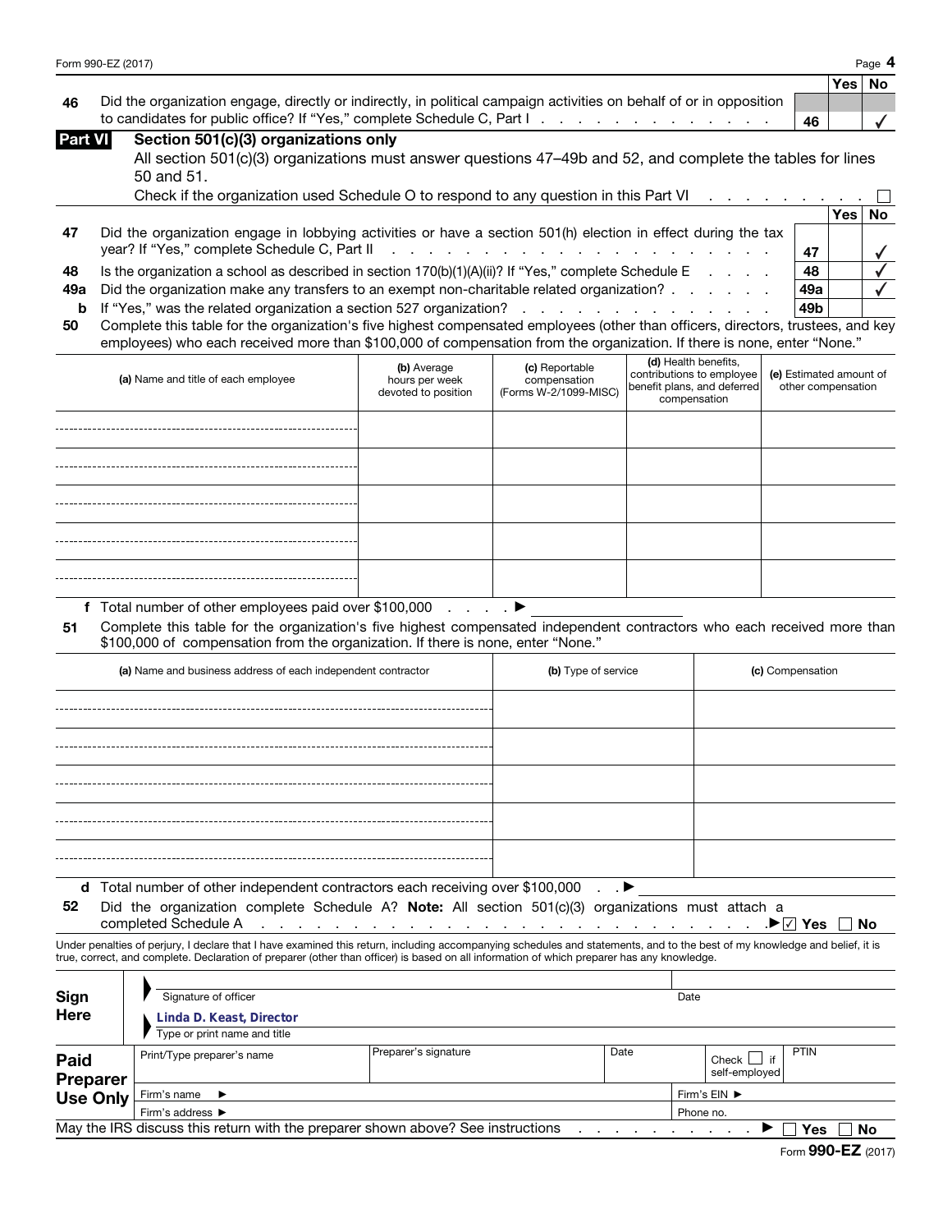Form 990-EZ (2017)

| | | | Yes | No |
|---|---|---|---|---|
| 46 | Did the organization engage, directly or indirectly, in political campaign activities on behalf of or in opposition to candidates for public office? If "Yes," complete Schedule C, Part I | 46 | | ✓ |

## Part VI Section 501(c)(3) organizations only

All section 501(c)(3) organizations must answer questions 47–49b and 52, and complete the tables for lines 50 and 51.

Check if the organization used Schedule O to respond to any question in this Part VI ☐

| | | | Yes | No |
|---|---|---|---|---|
| 47 | Did the organization engage in lobbying activities or have a section 501(h) election in effect during the tax year? If "Yes," complete Schedule C, Part II | 47 | | ✓ |
| 48 | Is the organization a school as described in section 170(b)(1)(A)(ii)? If "Yes," complete Schedule E | 48 | | ✓ |
| 49a | Did the organization make any transfers to an exempt non-charitable related organization? | 49a | | ✓ |
| b | If "Yes," was the related organization a section 527 organization? | 49b | | |

**50** Complete this table for the organization's five highest compensated employees (other than officers, directors, trustees, and key employees) who each received more than $100,000 of compensation from the organization. If there is none, enter "None."

| (a) Name and title of each employee | (b) Average hours per week devoted to position | (c) Reportable compensation (Forms W-2/1099-MISC) | (d) Health benefits, contributions to employee benefit plans, and deferred compensation | (e) Estimated amount of other compensation |
|---|---|---|---|---|
| | | | | |
| | | | | |
| | | | | |
| | | | | |
| | | | | |

**f** Total number of other employees paid over $100,000 ▶

**51** Complete this table for the organization's five highest compensated independent contractors who each received more than $100,000 of compensation from the organization. If there is none, enter "None."

| (a) Name and business address of each independent contractor | (b) Type of service | (c) Compensation |
|---|---|---|
| | | |
| | | |
| | | |
| | | |
| | | |

**d** Total number of other independent contractors each receiving over $100,000 ▶

**52** Did the organization complete Schedule A? **Note:** All section 501(c)(3) organizations must attach a completed Schedule A ▶ ☑ Yes ☐ No

Under penalties of perjury, I declare that I have examined this return, including accompanying schedules and statements, and to the best of my knowledge and belief, it is true, correct, and complete. Declaration of preparer (other than officer) is based on all information of which preparer has any knowledge.

**Sign Here**

| Signature of officer | Date |
|---|---|
| Linda D. Keast, Director | |
| Type or print name and title | |

**Paid Preparer Use Only**

| Print/Type preparer's name | Preparer's signature | Date | Check ☐ if self-employed | PTIN |
|---|---|---|---|---|
| Firm's name ▶ | | | Firm's EIN ▶ | |
| Firm's address ▶ | | | Phone no. | |

May the IRS discuss this return with the preparer shown above? See instructions ▶ ☐ Yes ☐ No

Form **990-EZ** (2017)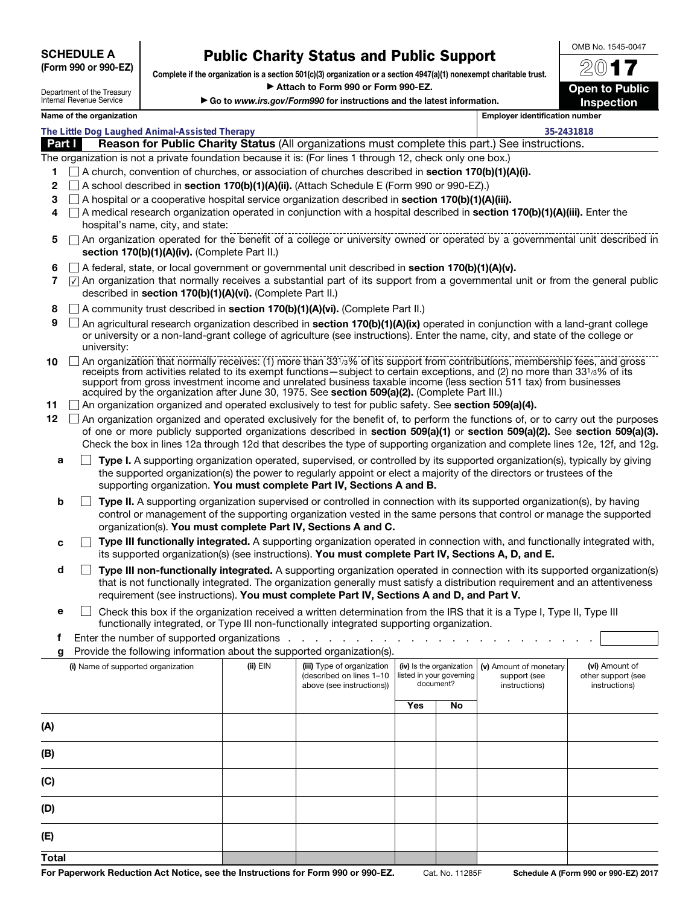**SCHEDULE A**
**(Form 990 or 990-EZ)**

Department of the Treasury
Internal Revenue Service

# Public Charity Status and Public Support

**Complete if the organization is a section 501(c)(3) organization or a section 4947(a)(1) nonexempt charitable trust.**
**▶ Attach to Form 990 or Form 990-EZ.**
**▶ Go to www.irs.gov/Form990 for instructions and the latest information.**

OMB No. 1545-0047
**2017**
**Open to Public Inspection**

| Name of the organization | Employer identification number |
|---|---|
| The Little Dog Laughed Animal-Assisted Therapy | 35-2431818 |

## Part I Reason for Public Charity Status (All organizations must complete this part.) See instructions.

The organization is not a private foundation because it is: (For lines 1 through 12, check only one box.)

1. ☐ A church, convention of churches, or association of churches described in **section 170(b)(1)(A)(i).**
2. ☐ A school described in **section 170(b)(1)(A)(ii).** (Attach Schedule E (Form 990 or 990-EZ).)
3. ☐ A hospital or a cooperative hospital service organization described in **section 170(b)(1)(A)(iii).**
4. ☐ A medical research organization operated in conjunction with a hospital described in **section 170(b)(1)(A)(iii).** Enter the hospital's name, city, and state:
5. ☐ An organization operated for the benefit of a college or university owned or operated by a governmental unit described in **section 170(b)(1)(A)(iv).** (Complete Part II.)
6. ☐ A federal, state, or local government or governmental unit described in **section 170(b)(1)(A)(v).**
7. ☑ An organization that normally receives a substantial part of its support from a governmental unit or from the general public described in **section 170(b)(1)(A)(vi).** (Complete Part II.)
8. ☐ A community trust described in **section 170(b)(1)(A)(vi).** (Complete Part II.)
9. ☐ An agricultural research organization described in **section 170(b)(1)(A)(ix)** operated in conjunction with a land-grant college or university or a non-land-grant college of agriculture (see instructions). Enter the name, city, and state of the college or university:
10. ☐ An organization that normally receives: (1) more than 33⅓% of its support from contributions, membership fees, and gross receipts from activities related to its exempt functions—subject to certain exceptions, and (2) no more than 33⅓% of its support from gross investment income and unrelated business taxable income (less section 511 tax) from businesses acquired by the organization after June 30, 1975. See **section 509(a)(2).** (Complete Part III.)
11. ☐ An organization organized and operated exclusively to test for public safety. See **section 509(a)(4).**
12. ☐ An organization organized and operated exclusively for the benefit of, to perform the functions of, or to carry out the purposes of one or more publicly supported organizations described in **section 509(a)(1)** or **section 509(a)(2).** See **section 509(a)(3).** Check the box in lines 12a through 12d that describes the type of supporting organization and complete lines 12e, 12f, and 12g.
   - **a** ☐ **Type I.** A supporting organization operated, supervised, or controlled by its supported organization(s), typically by giving the supported organization(s) the power to regularly appoint or elect a majority of the directors or trustees of the supporting organization. **You must complete Part IV, Sections A and B.**
   - **b** ☐ **Type II.** A supporting organization supervised or controlled in connection with its supported organization(s), by having control or management of the supporting organization vested in the same persons that control or manage the supported organization(s). **You must complete Part IV, Sections A and C.**
   - **c** ☐ **Type III functionally integrated.** A supporting organization operated in connection with, and functionally integrated with, its supported organization(s) (see instructions). **You must complete Part IV, Sections A, D, and E.**
   - **d** ☐ **Type III non-functionally integrated.** A supporting organization operated in connection with its supported organization(s) that is not functionally integrated. The organization generally must satisfy a distribution requirement and an attentiveness requirement (see instructions). **You must complete Part IV, Sections A and D, and Part V.**
   - **e** ☐ Check this box if the organization received a written determination from the IRS that it is a Type I, Type II, Type III functionally integrated, or Type III non-functionally integrated supporting organization.
   - **f** Enter the number of supported organizations
   - **g** Provide the following information about the supported organization(s).

| | (i) Name of supported organization | (ii) EIN | (iii) Type of organization (described on lines 1–10 above (see instructions)) | (iv) Is the organization listed in your governing document? Yes | No | (v) Amount of monetary support (see instructions) | (vi) Amount of other support (see instructions) |
|---|---|---|---|---|---|---|---|
| (A) | | | | | | | |
| (B) | | | | | | | |
| (C) | | | | | | | |
| (D) | | | | | | | |
| (E) | | | | | | | |
| Total | | | | | | | |

For Paperwork Reduction Act Notice, see the Instructions for Form 990 or 990-EZ. Cat. No. 11285F Schedule A (Form 990 or 990-EZ) 2017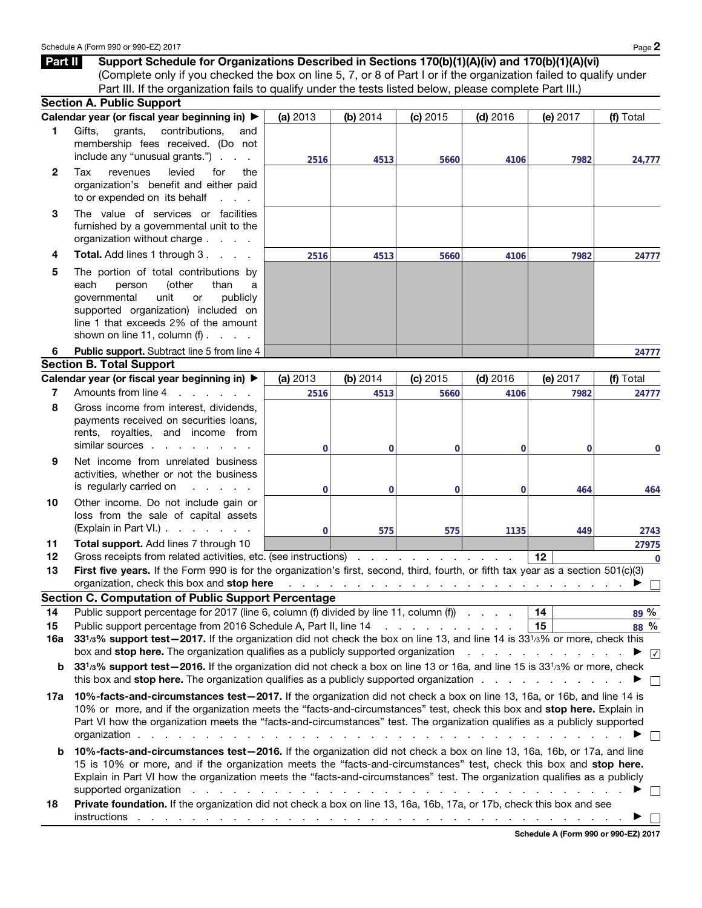## Part II Support Schedule for Organizations Described in Sections 170(b)(1)(A)(iv) and 170(b)(1)(A)(vi)

(Complete only if you checked the box on line 5, 7, or 8 of Part I or if the organization failed to qualify under Part III. If the organization fails to qualify under the tests listed below, please complete Part III.)

### Section A. Public Support

| Calendar year (or fiscal year beginning in) ▶ | (a) 2013 | (b) 2014 | (c) 2015 | (d) 2016 | (e) 2017 | (f) Total |
|---|---|---|---|---|---|---|
| **1** Gifts, grants, contributions, and membership fees received. (Do not include any "unusual grants.") | 2516 | 4513 | 5660 | 4106 | 7982 | 24,777 |
| **2** Tax revenues levied for the organization's benefit and either paid to or expended on its behalf | | | | | | |
| **3** The value of services or facilities furnished by a governmental unit to the organization without charge | | | | | | |
| **4** **Total.** Add lines 1 through 3 | 2516 | 4513 | 5660 | 4106 | 7982 | 24777 |
| **5** The portion of total contributions by each person (other than a governmental unit or publicly supported organization) included on line 1 that exceeds 2% of the amount shown on line 11, column (f) | | | | | | |
| **6** **Public support.** Subtract line 5 from line 4 | | | | | | 24777 |

### Section B. Total Support

| Calendar year (or fiscal year beginning in) ▶ | (a) 2013 | (b) 2014 | (c) 2015 | (d) 2016 | (e) 2017 | (f) Total |
|---|---|---|---|---|---|---|
| **7** Amounts from line 4 | 2516 | 4513 | 5660 | 4106 | 7982 | 24777 |
| **8** Gross income from interest, dividends, payments received on securities loans, rents, royalties, and income from similar sources | 0 | 0 | 0 | 0 | 0 | 0 |
| **9** Net income from unrelated business activities, whether or not the business is regularly carried on | 0 | 0 | 0 | 0 | 464 | 464 |
| **10** Other income. Do not include gain or loss from the sale of capital assets (Explain in Part VI.) | 0 | 575 | 575 | 1135 | 449 | 2743 |
| **11** **Total support.** Add lines 7 through 10 | | | | | | 27975 |

**12** Gross receipts from related activities, etc. (see instructions) . . . **12** 0

**13** **First five years.** If the Form 990 is for the organization's first, second, third, fourth, or fifth tax year as a section 501(c)(3) organization, check this box and **stop here** . . . ▶ ☐

### Section C. Computation of Public Support Percentage

**14** Public support percentage for 2017 (line 6, column (f) divided by line 11, column (f)) . . . **14** 89 %

**15** Public support percentage from 2016 Schedule A, Part II, line 14 . . . **15** 88 %

**16a** **33 1/3% support test—2017.** If the organization did not check the box on line 13, and line 14 is 33 1/3% or more, check this box and **stop here.** The organization qualifies as a publicly supported organization . . . ▶ ☑

**b** **33 1/3% support test—2016.** If the organization did not check a box on line 13 or 16a, and line 15 is 33 1/3% or more, check this box and **stop here.** The organization qualifies as a publicly supported organization . . . ▶ ☐

**17a** **10%-facts-and-circumstances test—2017.** If the organization did not check a box on line 13, 16a, or 16b, and line 14 is 10% or more, and if the organization meets the "facts-and-circumstances" test, check this box and **stop here.** Explain in Part VI how the organization meets the "facts-and-circumstances" test. The organization qualifies as a publicly supported organization . . . ▶ ☐

**b** **10%-facts-and-circumstances test—2016.** If the organization did not check a box on line 13, 16a, 16b, or 17a, and line 15 is 10% or more, and if the organization meets the "facts-and-circumstances" test, check this box and **stop here.** Explain in Part VI how the organization meets the "facts-and-circumstances" test. The organization qualifies as a publicly supported organization . . . ▶ ☐

**18** **Private foundation.** If the organization did not check a box on line 13, 16a, 16b, 17a, or 17b, check this box and see instructions . . . ▶ ☐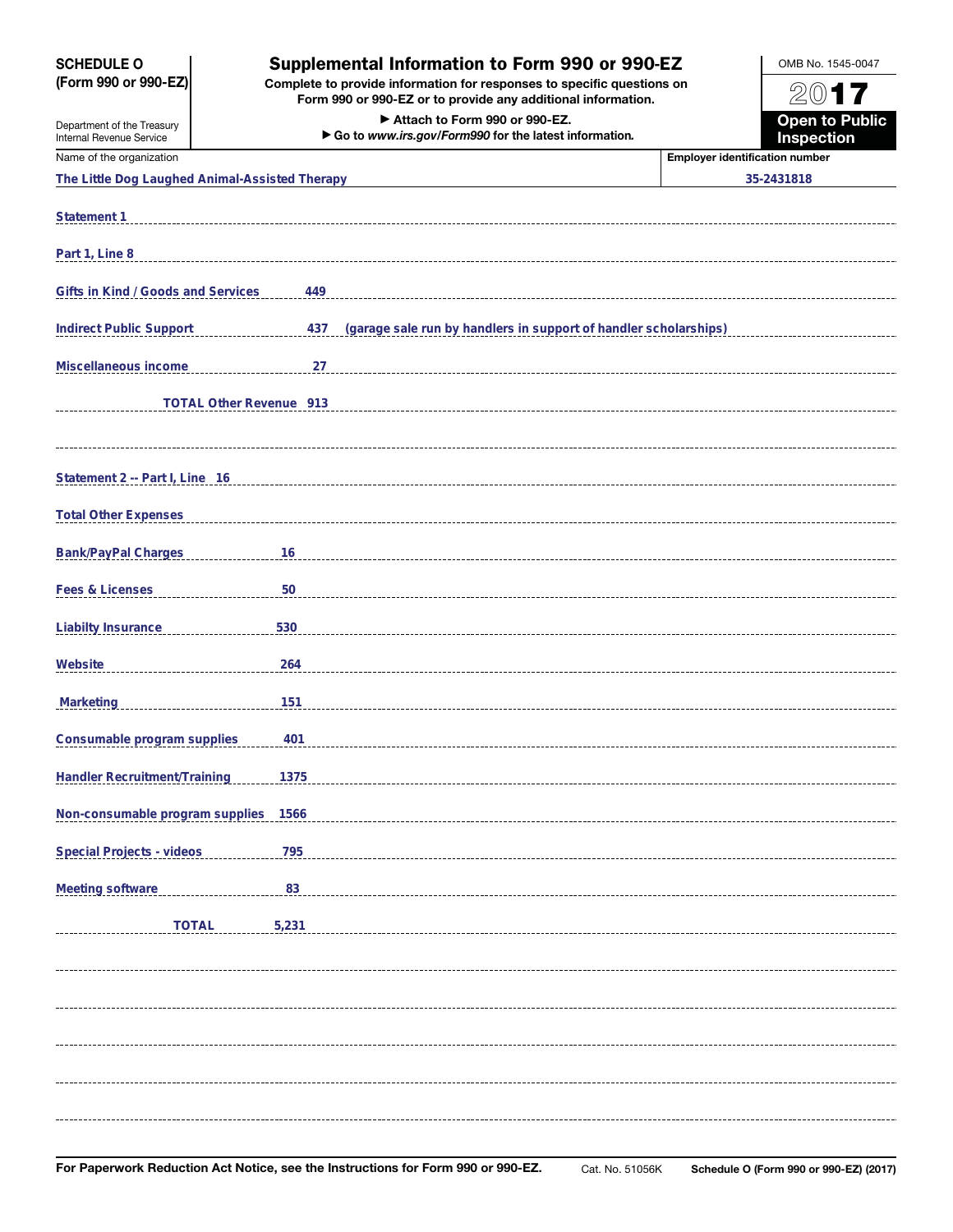**SCHEDULE O (Form 990 or 990-EZ)**

Department of the Treasury
Internal Revenue Service

# Supplemental Information to Form 990 or 990-EZ

**Complete to provide information for responses to specific questions on Form 990 or 990-EZ or to provide any additional information.**

**▶ Attach to Form 990 or 990-EZ.**

**▶ Go to *www.irs.gov/Form990* for the latest information.**

OMB No. 1545-0047

**2017**

**Open to Public Inspection**

| Name of the organization | Employer identification number |
|---|---|
| The Little Dog Laughed Animal-Assisted Therapy | 35-2431818 |

**Statement 1**

**Part 1, Line 8**

| | | |
|---|---|---|
| Gifts in Kind / Goods and Services | 449 | |
| Indirect Public Support | 437 | (garage sale run by handlers in support of handler scholarships) |
| Miscellaneous income | 27 | |
| TOTAL Other Revenue | 913 | |

**Statement 2 -- Part I, Line 16**

**Total Other Expenses**

| | |
|---|---|
| Bank/PayPal Charges | 16 |
| Fees & Licenses | 50 |
| Liabilty Insurance | 530 |
| Website | 264 |
| Marketing | 151 |
| Consumable program supplies | 401 |
| Handler Recruitment/Training | 1375 |
| Non-consumable program supplies | 1566 |
| Special Projects - videos | 795 |
| Meeting software | 83 |
| TOTAL | 5,231 |

**For Paperwork Reduction Act Notice, see the Instructions for Form 990 or 990-EZ.** Cat. No. 51056K **Schedule O (Form 990 or 990-EZ) (2017)**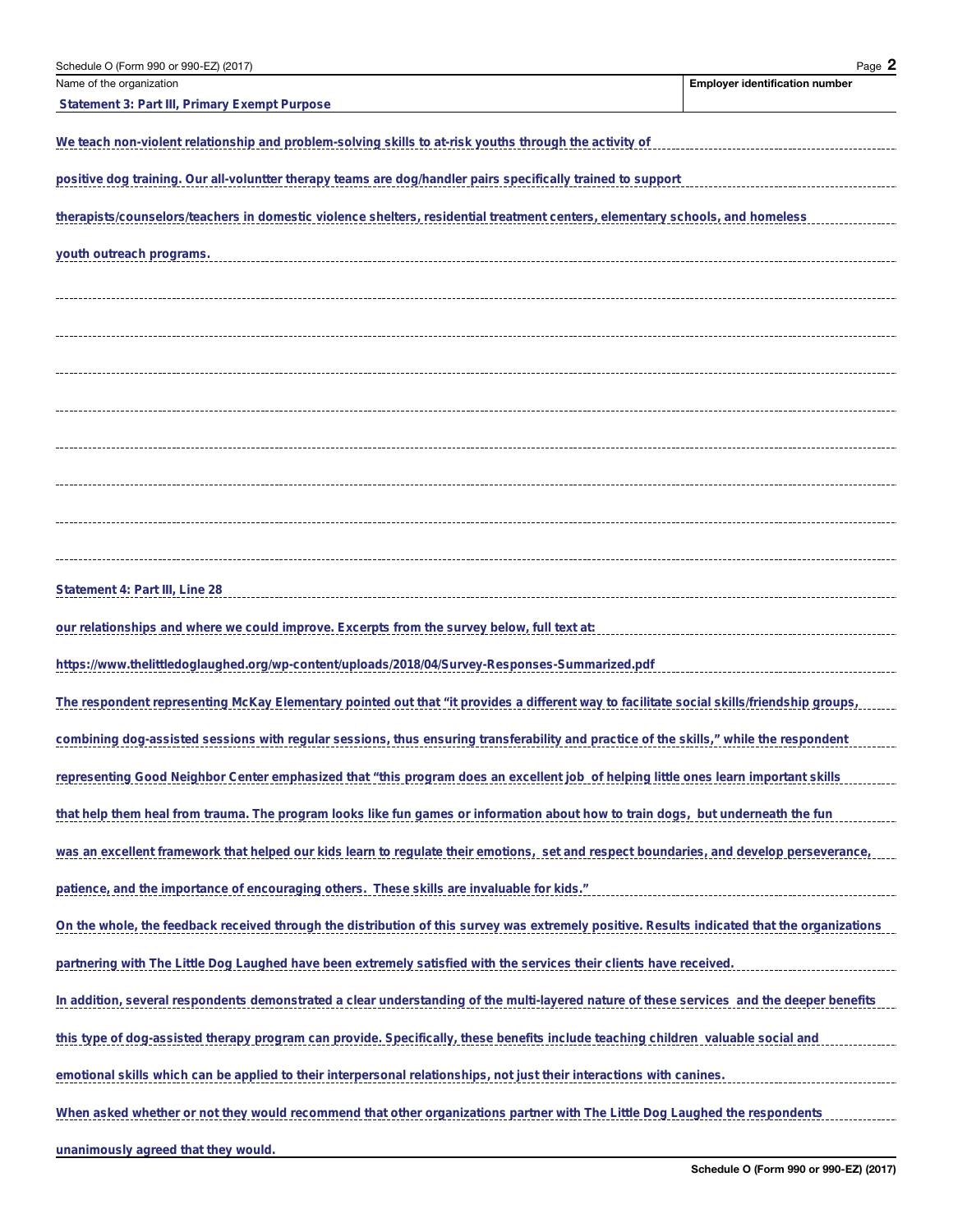Name of the organization | Employer identification number

**Statement 3: Part III, Primary Exempt Purpose**

We teach non-violent relationship and problem-solving skills to at-risk youths through the activity of positive dog training. Our all-voluntter therapy teams are dog/handler pairs specifically trained to support therapists/counselors/teachers in domestic violence shelters, residential treatment centers, elementary schools, and homeless youth outreach programs.

**Statement 4: Part III, Line 28**

our relationships and where we could improve. Excerpts from the survey below, full text at:

https://www.thelittledoglaughed.org/wp-content/uploads/2018/04/Survey-Responses-Summarized.pdf

The respondent representing McKay Elementary pointed out that "it provides a different way to facilitate social skills/friendship groups, combining dog-assisted sessions with regular sessions, thus ensuring transferability and practice of the skills," while the respondent representing Good Neighbor Center emphasized that "this program does an excellent job of helping little ones learn important skills that help them heal from trauma. The program looks like fun games or information about how to train dogs, but underneath the fun was an excellent framework that helped our kids learn to regulate their emotions, set and respect boundaries, and develop perseverance, patience, and the importance of encouraging others. These skills are invaluable for kids."

On the whole, the feedback received through the distribution of this survey was extremely positive. Results indicated that the organizations partnering with The Little Dog Laughed have been extremely satisfied with the services their clients have received.

In addition, several respondents demonstrated a clear understanding of the multi-layered nature of these services and the deeper benefits this type of dog-assisted therapy program can provide. Specifically, these benefits include teaching children valuable social and emotional skills which can be applied to their interpersonal relationships, not just their interactions with canines.

When asked whether or not they would recommend that other organizations partner with The Little Dog Laughed the respondents unanimously agreed that they would.